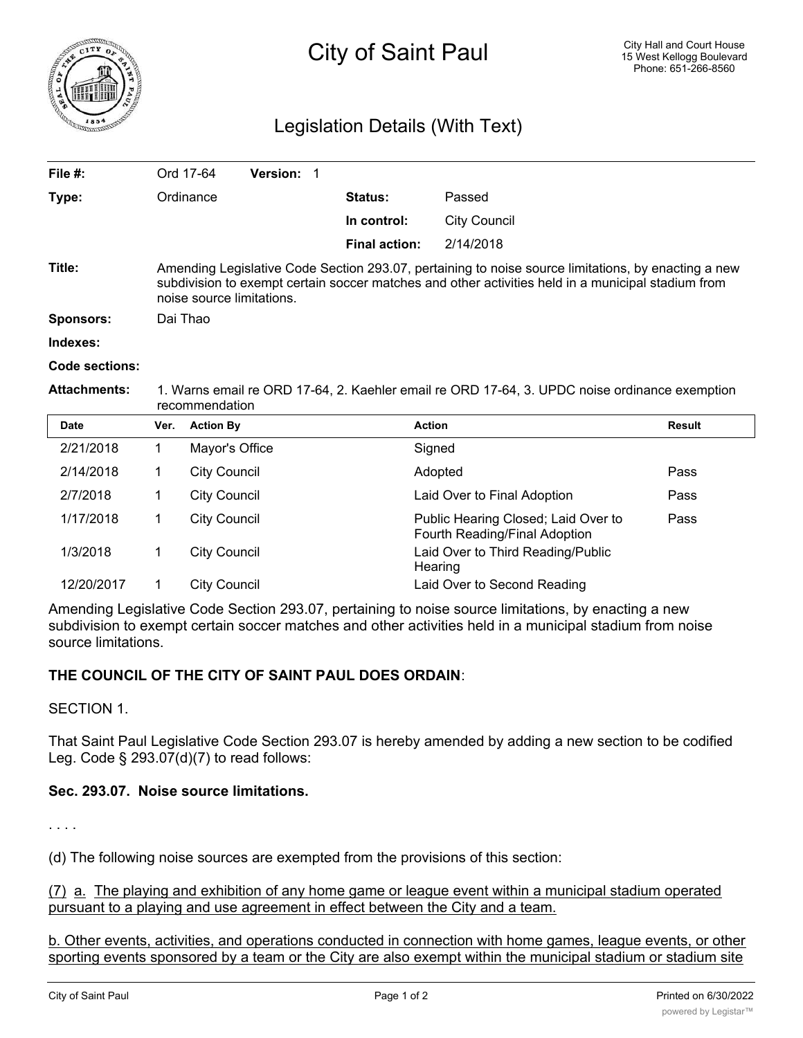# City of Saint Paul

City Hall and Court House
15 West Kellogg Boulevard
Phone: 651-266-8560

## Legislation Details (With Text)

| | | | |
|---|---|---|---|
| **File #:** | Ord 17-64 **Version:** 1 | | |
| **Type:** | Ordinance | **Status:** | Passed |
| | | **In control:** | City Council |
| | | **Final action:** | 2/14/2018 |

**Title:** Amending Legislative Code Section 293.07, pertaining to noise source limitations, by enacting a new subdivision to exempt certain soccer matches and other activities held in a municipal stadium from noise source limitations.

**Sponsors:** Dai Thao

**Indexes:**

**Code sections:**

**Attachments:** 1. Warns email re ORD 17-64, 2. Kaehler email re ORD 17-64, 3. UPDC noise ordinance exemption recommendation

| Date | Ver. | Action By | Action | Result |
|---|---|---|---|---|
| 2/21/2018 | 1 | Mayor's Office | Signed | |
| 2/14/2018 | 1 | City Council | Adopted | Pass |
| 2/7/2018 | 1 | City Council | Laid Over to Final Adoption | Pass |
| 1/17/2018 | 1 | City Council | Public Hearing Closed; Laid Over to Fourth Reading/Final Adoption | Pass |
| 1/3/2018 | 1 | City Council | Laid Over to Third Reading/Public Hearing | |
| 12/20/2017 | 1 | City Council | Laid Over to Second Reading | |

Amending Legislative Code Section 293.07, pertaining to noise source limitations, by enacting a new subdivision to exempt certain soccer matches and other activities held in a municipal stadium from noise source limitations.

**THE COUNCIL OF THE CITY OF SAINT PAUL DOES ORDAIN**:

SECTION 1.

That Saint Paul Legislative Code Section 293.07 is hereby amended by adding a new section to be codified Leg. Code § 293.07(d)(7) to read follows:

**Sec. 293.07. Noise source limitations.**

. . . .

(d) The following noise sources are exempted from the provisions of this section:

<u>(7) a. The playing and exhibition of any home game or league event within a municipal stadium operated pursuant to a playing and use agreement in effect between the City and a team.</u>

<u>b. Other events, activities, and operations conducted in connection with home games, league events, or other sporting events sponsored by a team or the City are also exempt within the municipal stadium or stadium site</u>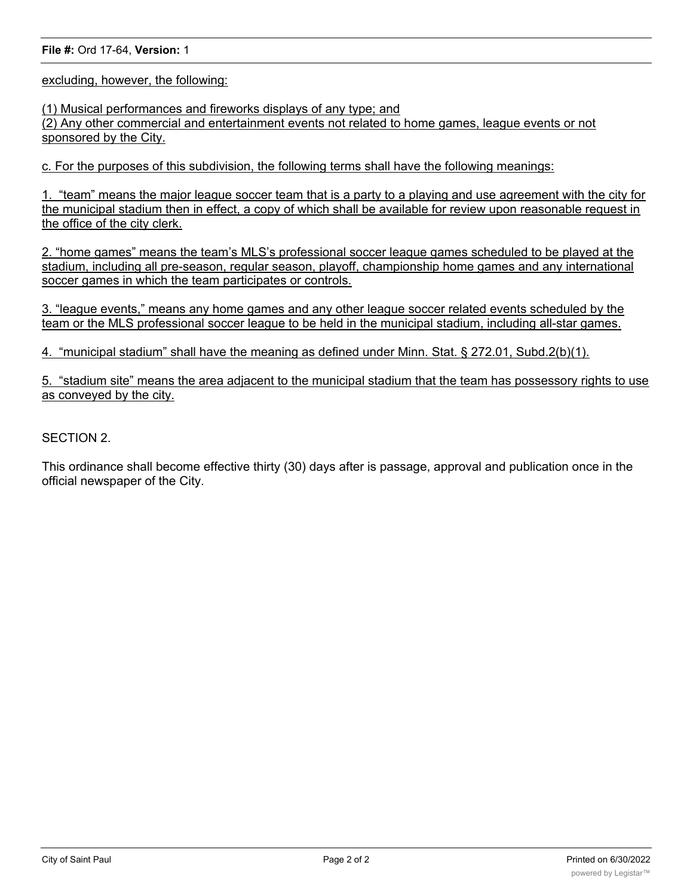excluding, however, the following:

(1) Musical performances and fireworks displays of any type; and
(2) Any other commercial and entertainment events not related to home games, league events or not sponsored by the City.

c. For the purposes of this subdivision, the following terms shall have the following meanings:

1. "team" means the major league soccer team that is a party to a playing and use agreement with the city for the municipal stadium then in effect, a copy of which shall be available for review upon reasonable request in the office of the city clerk.

2. "home games" means the team's MLS's professional soccer league games scheduled to be played at the stadium, including all pre-season, regular season, playoff, championship home games and any international soccer games in which the team participates or controls.

3. "league events," means any home games and any other league soccer related events scheduled by the team or the MLS professional soccer league to be held in the municipal stadium, including all-star games.

4. "municipal stadium" shall have the meaning as defined under Minn. Stat. § 272.01, Subd.2(b)(1).

5. "stadium site" means the area adjacent to the municipal stadium that the team has possessory rights to use as conveyed by the city.

SECTION 2.

This ordinance shall become effective thirty (30) days after is passage, approval and publication once in the official newspaper of the City.